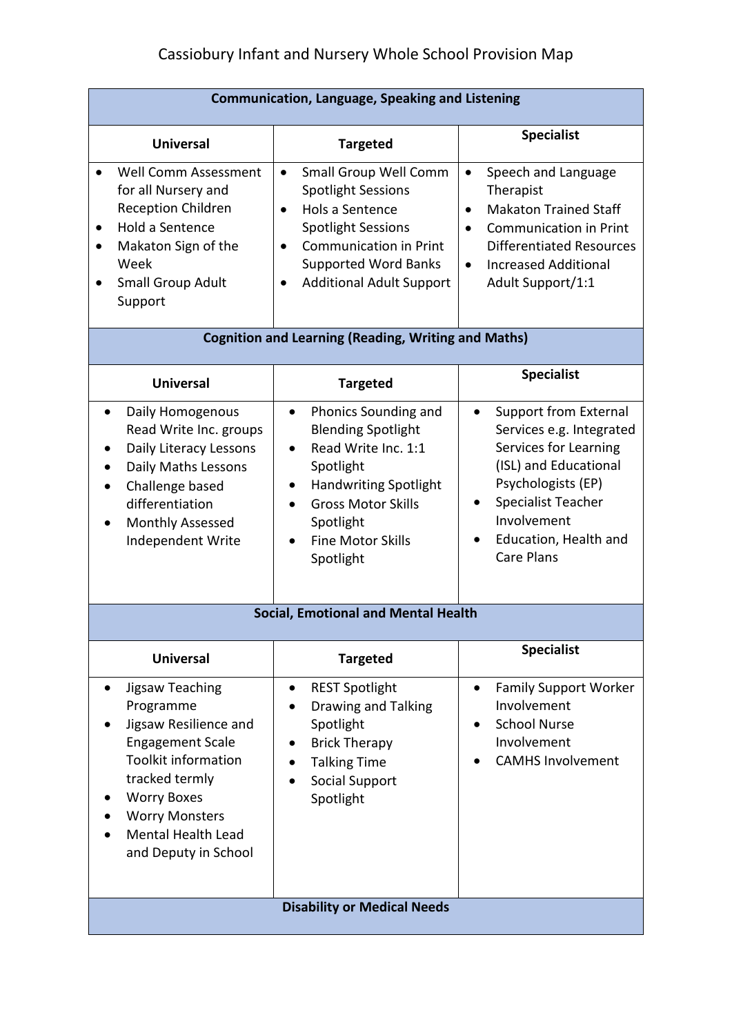# Cassiobury Infant and Nursery Whole School Provision Map

## Communication, Language, Speaking and Listening

| Universal | Targeted | Specialist |
|---|---|---|
| • Well Comm Assessment for all Nursery and Reception Children<br>• Hold a Sentence<br>• Makaton Sign of the Week<br>• Small Group Adult Support | • Small Group Well Comm Spotlight Sessions<br>• Hols a Sentence Spotlight Sessions<br>• Communication in Print Supported Word Banks<br>• Additional Adult Support | • Speech and Language Therapist<br>• Makaton Trained Staff<br>• Communication in Print Differentiated Resources<br>• Increased Additional Adult Support/1:1 |

## Cognition and Learning (Reading, Writing and Maths)

| Universal | Targeted | Specialist |
|---|---|---|
| • Daily Homogenous Read Write Inc. groups<br>• Daily Literacy Lessons<br>• Daily Maths Lessons<br>• Challenge based differentiation<br>• Monthly Assessed Independent Write | • Phonics Sounding and Blending Spotlight<br>• Read Write Inc. 1:1 Spotlight<br>• Handwriting Spotlight<br>• Gross Motor Skills Spotlight<br>• Fine Motor Skills Spotlight | • Support from External Services e.g. Integrated Services for Learning (ISL) and Educational Psychologists (EP)<br>• Specialist Teacher Involvement<br>• Education, Health and Care Plans |

## Social, Emotional and Mental Health

| Universal | Targeted | Specialist |
|---|---|---|
| • Jigsaw Teaching Programme<br>• Jigsaw Resilience and Engagement Scale Toolkit information tracked termly<br>• Worry Boxes<br>• Worry Monsters<br>• Mental Health Lead and Deputy in School | • REST Spotlight<br>• Drawing and Talking Spotlight<br>• Brick Therapy<br>• Talking Time<br>• Social Support Spotlight | • Family Support Worker Involvement<br>• School Nurse Involvement<br>• CAMHS Involvement |

## Disability or Medical Needs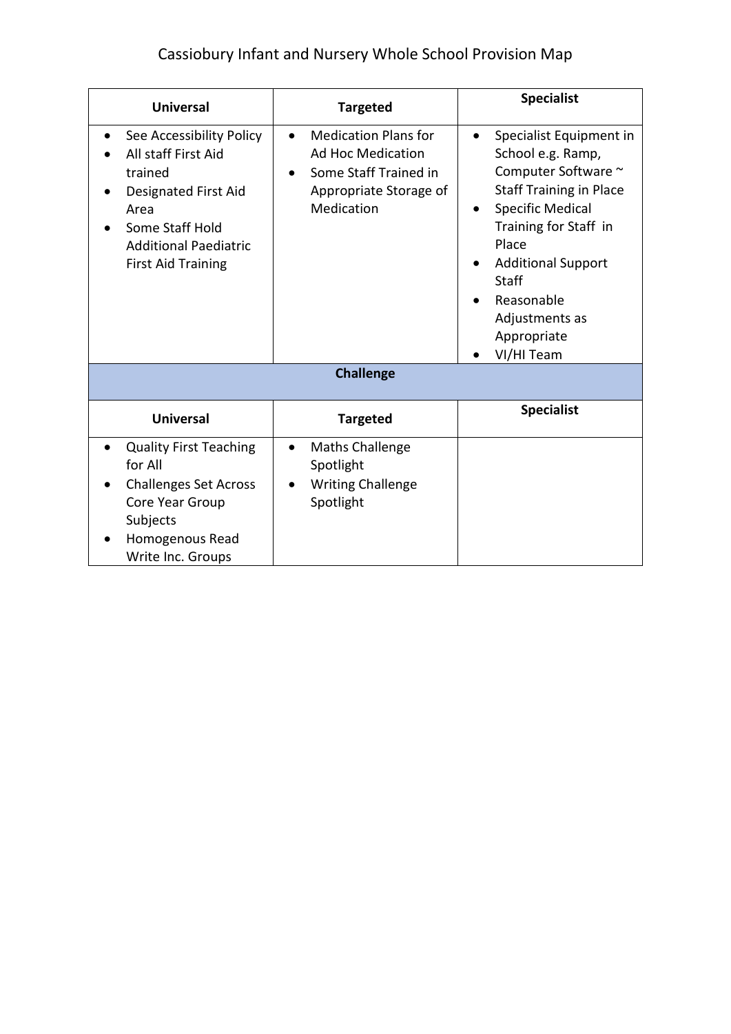# Cassiobury Infant and Nursery Whole School Provision Map

| Universal | Targeted | Specialist |
|---|---|---|
| • See Accessibility Policy<br>• All staff First Aid trained<br>• Designated First Aid Area<br>• Some Staff Hold Additional Paediatric First Aid Training | • Medication Plans for Ad Hoc Medication<br>• Some Staff Trained in Appropriate Storage of Medication | • Specialist Equipment in School e.g. Ramp, Computer Software ~ Staff Training in Place<br>• Specific Medical Training for Staff in Place<br>• Additional Support Staff<br>• Reasonable Adjustments as Appropriate<br>• VI/HI Team |

**Challenge**

| Universal | Targeted | Specialist |
|---|---|---|
| • Quality First Teaching for All<br>• Challenges Set Across Core Year Group Subjects<br>• Homogenous Read Write Inc. Groups | • Maths Challenge Spotlight<br>• Writing Challenge Spotlight | |